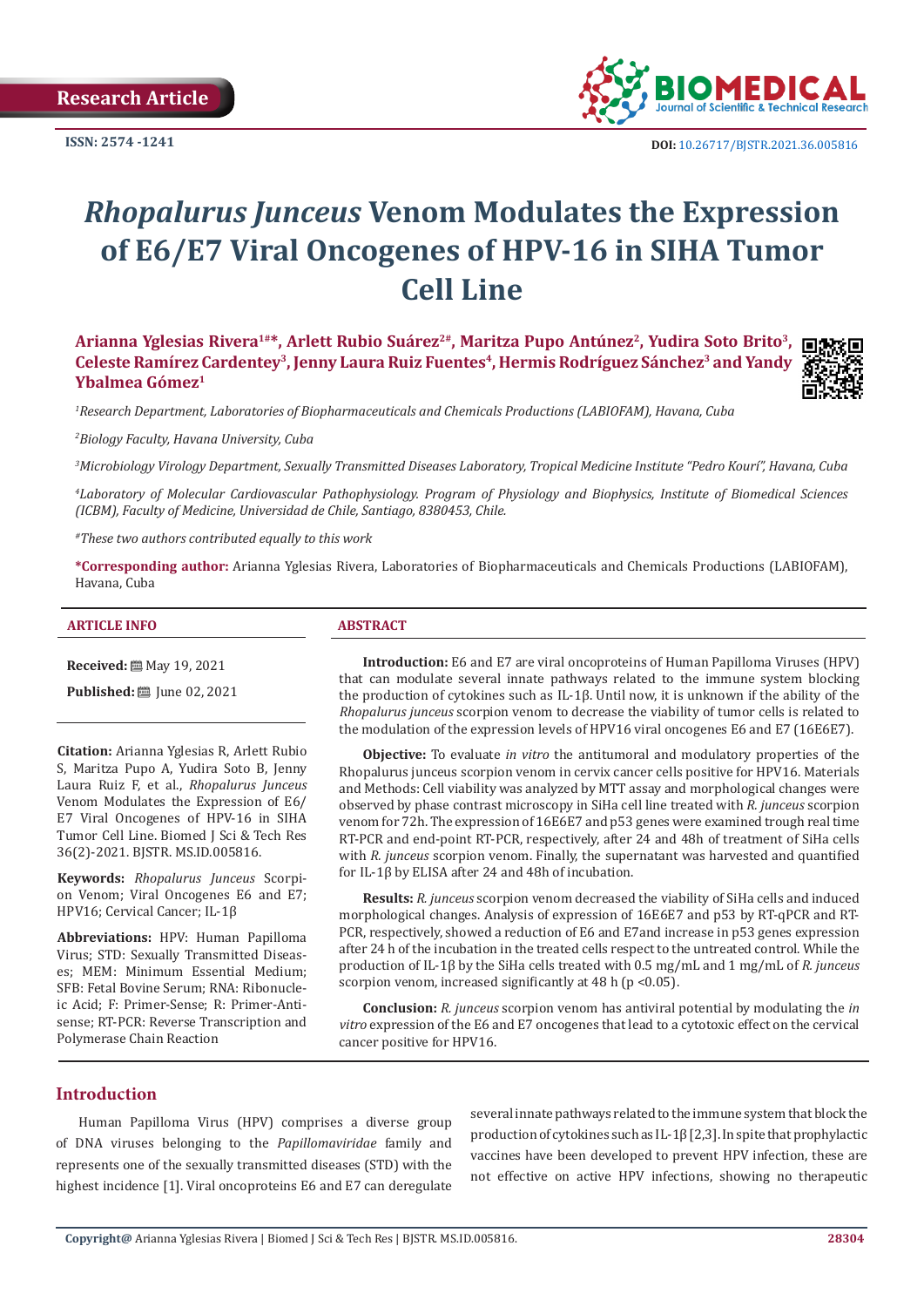Research Article

ISSN: 2574 -1241

DOI: 10.26717/BJSTR.2021.36.005816

# *Rhopalurus Junceus* Venom Modulates the Expression of E6/E7 Viral Oncogenes of HPV-16 in SIHA Tumor Cell Line

**Arianna Yglesias Rivera[1#*], Arlett Rubio Suárez[2#], Maritza Pupo Antúnez[2], Yudira Soto Brito[3], Celeste Ramírez Cardentey[3], Jenny Laura Ruiz Fuentes[4], Hermis Rodríguez Sánchez[3] and Yandy Ybalmea Gómez[1]**

[1]*Research Department, Laboratories of Biopharmaceuticals and Chemicals Productions (LABIOFAM), Havana, Cuba*

[2]*Biology Faculty, Havana University, Cuba*

[3]*Microbiology Virology Department, Sexually Transmitted Diseases Laboratory, Tropical Medicine Institute "Pedro Kourí", Havana, Cuba*

[4]*Laboratory of Molecular Cardiovascular Pathophysiology. Program of Physiology and Biophysics, Institute of Biomedical Sciences (ICBM), Faculty of Medicine, Universidad de Chile, Santiago, 8380453, Chile.*

[#]*These two authors contributed equally to this work*

**\*Corresponding author:** Arianna Yglesias Rivera, Laboratories of Biopharmaceuticals and Chemicals Productions (LABIOFAM), Havana, Cuba

## ARTICLE INFO

**Received:** May 19, 2021

**Published:** June 02, 2021

**Citation:** Arianna Yglesias R, Arlett Rubio S, Maritza Pupo A, Yudira Soto B, Jenny Laura Ruiz F, et al., *Rhopalurus Junceus* Venom Modulates the Expression of E6/E7 Viral Oncogenes of HPV-16 in SIHA Tumor Cell Line. Biomed J Sci & Tech Res 36(2)-2021. BJSTR. MS.ID.005816.

**Keywords:** *Rhopalurus Junceus* Scorpion Venom; Viral Oncogenes E6 and E7; HPV16; Cervical Cancer; IL-1β

**Abbreviations:** HPV: Human Papilloma Virus; STD: Sexually Transmitted Diseases; MEM: Minimum Essential Medium; SFB: Fetal Bovine Serum; RNA: Ribonucleic Acid; F: Primer-Sense; R: Primer-Antisense; RT-PCR: Reverse Transcription and Polymerase Chain Reaction

## ABSTRACT

**Introduction:** E6 and E7 are viral oncoproteins of Human Papilloma Viruses (HPV) that can modulate several innate pathways related to the immune system blocking the production of cytokines such as IL-1β. Until now, it is unknown if the ability of the *Rhopalurus junceus* scorpion venom to decrease the viability of tumor cells is related to the modulation of the expression levels of HPV16 viral oncogenes E6 and E7 (16E6E7).

**Objective:** To evaluate *in vitro* the antitumoral and modulatory properties of the Rhopalurus junceus scorpion venom in cervix cancer cells positive for HPV16. Materials and Methods: Cell viability was analyzed by MTT assay and morphological changes were observed by phase contrast microscopy in SiHa cell line treated with *R. junceus* scorpion venom for 72h. The expression of 16E6E7 and p53 genes were examined trough real time RT-PCR and end-point RT-PCR, respectively, after 24 and 48h of treatment of SiHa cells with *R. junceus* scorpion venom. Finally, the supernatant was harvested and quantified for IL-1β by ELISA after 24 and 48h of incubation.

**Results:** *R. junceus* scorpion venom decreased the viability of SiHa cells and induced morphological changes. Analysis of expression of 16E6E7 and p53 by RT-qPCR and RT-PCR, respectively, showed a reduction of E6 and E7and increase in p53 genes expression after 24 h of the incubation in the treated cells respect to the untreated control. While the production of IL-1β by the SiHa cells treated with 0.5 mg/mL and 1 mg/mL of *R. junceus* scorpion venom, increased significantly at 48 h ($p < 0.05$).

**Conclusion:** *R. junceus* scorpion venom has antiviral potential by modulating the *in vitro* expression of the E6 and E7 oncogenes that lead to a cytotoxic effect on the cervical cancer positive for HPV16.

## Introduction

Human Papilloma Virus (HPV) comprises a diverse group of DNA viruses belonging to the *Papillomaviridae* family and represents one of the sexually transmitted diseases (STD) with the highest incidence [1]. Viral oncoproteins E6 and E7 can deregulate several innate pathways related to the immune system that block the production of cytokines such as IL-1β [2,3]. In spite that prophylactic vaccines have been developed to prevent HPV infection, these are not effective on active HPV infections, showing no therapeutic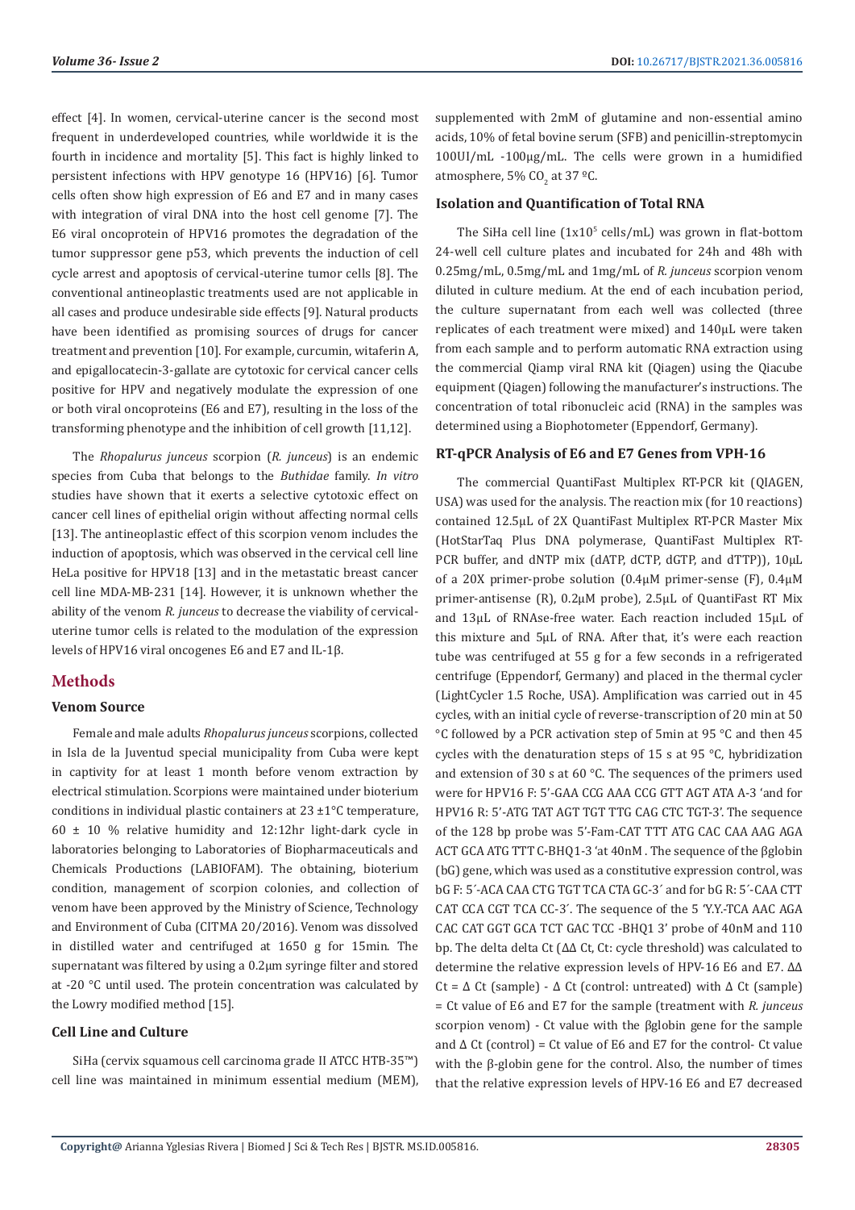effect [4]. In women, cervical-uterine cancer is the second most frequent in underdeveloped countries, while worldwide it is the fourth in incidence and mortality [5]. This fact is highly linked to persistent infections with HPV genotype 16 (HPV16) [6]. Tumor cells often show high expression of E6 and E7 and in many cases with integration of viral DNA into the host cell genome [7]. The E6 viral oncoprotein of HPV16 promotes the degradation of the tumor suppressor gene p53, which prevents the induction of cell cycle arrest and apoptosis of cervical-uterine tumor cells [8]. The conventional antineoplastic treatments used are not applicable in all cases and produce undesirable side effects [9]. Natural products have been identified as promising sources of drugs for cancer treatment and prevention [10]. For example, curcumin, witaferin A, and epigallocatecin-3-gallate are cytotoxic for cervical cancer cells positive for HPV and negatively modulate the expression of one or both viral oncoproteins (E6 and E7), resulting in the loss of the transforming phenotype and the inhibition of cell growth [11,12].

The *Rhopalurus junceus* scorpion (*R. junceus*) is an endemic species from Cuba that belongs to the *Buthidae* family. *In vitro* studies have shown that it exerts a selective cytotoxic effect on cancer cell lines of epithelial origin without affecting normal cells [13]. The antineoplastic effect of this scorpion venom includes the induction of apoptosis, which was observed in the cervical cell line HeLa positive for HPV18 [13] and in the metastatic breast cancer cell line MDA-MB-231 [14]. However, it is unknown whether the ability of the venom *R. junceus* to decrease the viability of cervical-uterine tumor cells is related to the modulation of the expression levels of HPV16 viral oncogenes E6 and E7 and IL-1β.

## Methods

### Venom Source

Female and male adults *Rhopalurus junceus* scorpions, collected in Isla de la Juventud special municipality from Cuba were kept in captivity for at least 1 month before venom extraction by electrical stimulation. Scorpions were maintained under bioterium conditions in individual plastic containers at 23 ±1°C temperature, 60 ± 10 % relative humidity and 12:12hr light-dark cycle in laboratories belonging to Laboratories of Biopharmaceuticals and Chemicals Productions (LABIOFAM). The obtaining, bioterium condition, management of scorpion colonies, and collection of venom have been approved by the Ministry of Science, Technology and Environment of Cuba (CITMA 20/2016). Venom was dissolved in distilled water and centrifuged at 1650 g for 15min. The supernatant was filtered by using a 0.2µm syringe filter and stored at -20 °C until used. The protein concentration was calculated by the Lowry modified method [15].

### Cell Line and Culture

SiHa (cervix squamous cell carcinoma grade II ATCC HTB-35™) cell line was maintained in minimum essential medium (MEM), supplemented with 2mM of glutamine and non-essential amino acids, 10% of fetal bovine serum (SFB) and penicillin-streptomycin 100UI/mL -100µg/mL. The cells were grown in a humidified atmosphere, 5% $CO_2$ at 37 ºC.

### Isolation and Quantification of Total RNA

The SiHa cell line ($1x10^5$ cells/mL) was grown in flat-bottom 24-well cell culture plates and incubated for 24h and 48h with 0.25mg/mL, 0.5mg/mL and 1mg/mL of *R. junceus* scorpion venom diluted in culture medium. At the end of each incubation period, the culture supernatant from each well was collected (three replicates of each treatment were mixed) and 140µL were taken from each sample and to perform automatic RNA extraction using the commercial Qiamp viral RNA kit (Qiagen) using the Qiacube equipment (Qiagen) following the manufacturer's instructions. The concentration of total ribonucleic acid (RNA) in the samples was determined using a Biophotometer (Eppendorf, Germany).

### RT-qPCR Analysis of E6 and E7 Genes from VPH-16

The commercial QuantiFast Multiplex RT-PCR kit (QIAGEN, USA) was used for the analysis. The reaction mix (for 10 reactions) contained 12.5µL of 2X QuantiFast Multiplex RT-PCR Master Mix (HotStarTaq Plus DNA polymerase, QuantiFast Multiplex RT-PCR buffer, and dNTP mix (dATP, dCTP, dGTP, and dTTP)), 10µL of a 20X primer-probe solution (0.4µM primer-sense (F), 0.4µM primer-antisense (R), 0.2µM probe), 2.5µL of QuantiFast RT Mix and 13µL of RNAse-free water. Each reaction included 15µL of this mixture and 5µL of RNA. After that, it's were each reaction tube was centrifuged at 55 g for a few seconds in a refrigerated centrifuge (Eppendorf, Germany) and placed in the thermal cycler (LightCycler 1.5 Roche, USA). Amplification was carried out in 45 cycles, with an initial cycle of reverse-transcription of 20 min at 50 °C followed by a PCR activation step of 5min at 95 °C and then 45 cycles with the denaturation steps of 15 s at 95 °C, hybridization and extension of 30 s at 60 °C. The sequences of the primers used were for HPV16 F: 5'-GAA CCG AAA CCG GTT AGT ATA A-3 'and for HPV16 R: 5'-ATG TAT AGT TGT TTG CAG CTC TGT-3'. The sequence of the 128 bp probe was 5'-Fam-CAT TTT ATG CAC CAA AAG AGA ACT GCA ATG TTT C-BHQ1-3 'at 40nM . The sequence of the βglobin (bG) gene, which was used as a constitutive expression control, was bG F: 5´-ACA CAA CTG TGT TCA CTA GC-3´ and for bG R: 5´-CAA CTT CAT CCA CGT TCA CC-3´. The sequence of the 5 'Y.Y.-TCA AAC AGA CAC CAT GGT GCA TCT GAC TCC -BHQ1 3' probe of 40nM and 110 bp. The delta delta Ct (ΔΔ Ct, Ct: cycle threshold) was calculated to determine the relative expression levels of HPV-16 E6 and E7. ΔΔ Ct = Δ Ct (sample) - Δ Ct (control: untreated) with Δ Ct (sample) = Ct value of E6 and E7 for the sample (treatment with *R. junceus* scorpion venom) - Ct value with the βglobin gene for the sample and Δ Ct (control) = Ct value of E6 and E7 for the control- Ct value with the β-globin gene for the control. Also, the number of times that the relative expression levels of HPV-16 E6 and E7 decreased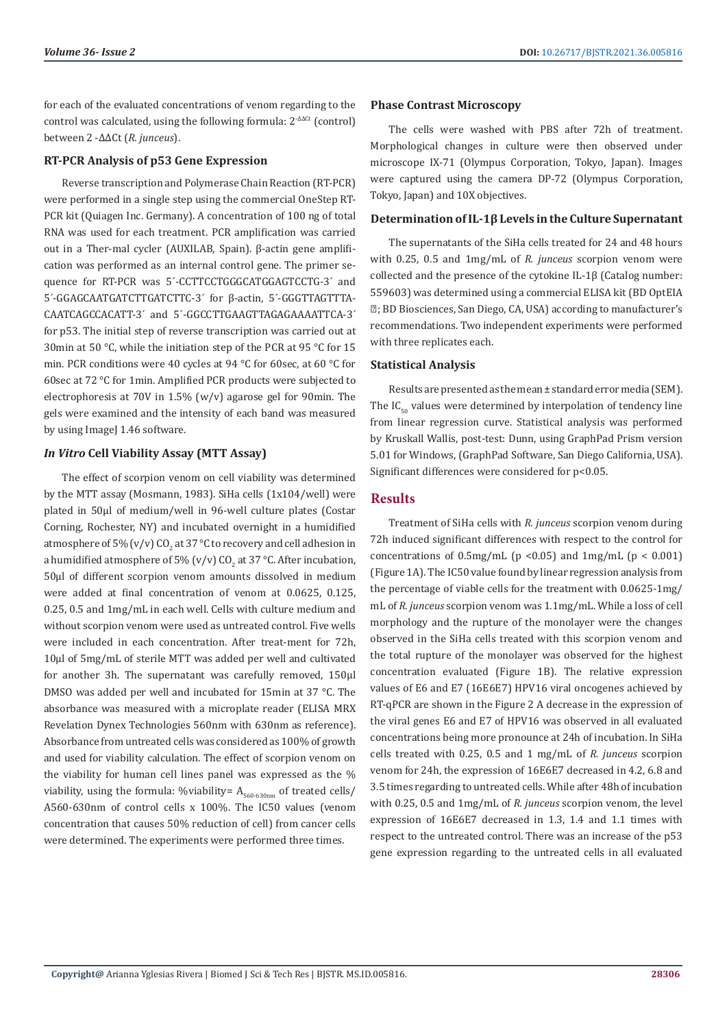for each of the evaluated concentrations of venom regarding to the control was calculated, using the following formula: $2^{-\Delta\Delta Ct}$ (control) between 2 -ΔΔCt (*R. junceus*).

### RT-PCR Analysis of p53 Gene Expression

Reverse transcription and Polymerase Chain Reaction (RT-PCR) were performed in a single step using the commercial OneStep RT-PCR kit (Quiagen Inc. Germany). A concentration of 100 ng of total RNA was used for each treatment. PCR amplification was carried out in a Ther-mal cycler (AUXILAB, Spain). β-actin gene amplification was performed as an internal control gene. The primer sequence for RT-PCR was 5´-CCTTCCTGGGCATGGAGTCCTG-3´ and 5´-GGAGCAATGATCTTGATCTTC-3´ for β-actin, 5´-GGGTTAGTTTACAATCAGCCACATT-3´ and 5´-GGCCTTGAAGTTAGAGAAAATTCA-3´ for p53. The initial step of reverse transcription was carried out at 30min at 50 °C, while the initiation step of the PCR at 95 °C for 15 min. PCR conditions were 40 cycles at 94 °C for 60sec, at 60 °C for 60sec at 72 °C for 1min. Amplified PCR products were subjected to electrophoresis at 70V in 1.5% (w/v) agarose gel for 90min. The gels were examined and the intensity of each band was measured by using ImageJ 1.46 software.

### *In Vitro* Cell Viability Assay (MTT Assay)

The effect of scorpion venom on cell viability was determined by the MTT assay (Mosmann, 1983). SiHa cells (1x104/well) were plated in 50μl of medium/well in 96-well culture plates (Costar Corning, Rochester, NY) and incubated overnight in a humidified atmosphere of 5% (v/v) $CO_2$ at 37 °C to recovery and cell adhesion in a humidified atmosphere of 5% (v/v) $CO_2$ at 37 °C. After incubation, 50μl of different scorpion venom amounts dissolved in medium were added at final concentration of venom at 0.0625, 0.125, 0.25, 0.5 and 1mg/mL in each well. Cells with culture medium and without scorpion venom were used as untreated control. Five wells were included in each concentration. After treat-ment for 72h, 10μl of 5mg/mL of sterile MTT was added per well and cultivated for another 3h. The supernatant was carefully removed, 150μl DMSO was added per well and incubated for 15min at 37 °C. The absorbance was measured with a microplate reader (ELISA MRX Revelation Dynex Technologies 560nm with 630nm as reference). Absorbance from untreated cells was considered as 100% of growth and used for viability calculation. The effect of scorpion venom on the viability for human cell lines panel was expressed as the % viability, using the formula: %viability= $A_{560\text{-}630nm}$ of treated cells/ A560-630nm of control cells x 100%. The IC50 values (venom concentration that causes 50% reduction of cell) from cancer cells were determined. The experiments were performed three times.

### Phase Contrast Microscopy

The cells were washed with PBS after 72h of treatment. Morphological changes in culture were then observed under microscope IX-71 (Olympus Corporation, Tokyo, Japan). Images were captured using the camera DP-72 (Olympus Corporation, Tokyo, Japan) and 10X objectives.

### Determination of IL-1β Levels in the Culture Supernatant

The supernatants of the SiHa cells treated for 24 and 48 hours with 0.25, 0.5 and 1mg/mL of *R. junceus* scorpion venom were collected and the presence of the cytokine IL-1β (Catalog number: 559603) was determined using a commercial ELISA kit (BD OptEIA ; BD Biosciences, San Diego, CA, USA) according to manufacturer's recommendations. Two independent experiments were performed with three replicates each.

### Statistical Analysis

Results are presented as the mean ± standard error media (SEM). The $IC_{50}$ values were determined by interpolation of tendency line from linear regression curve. Statistical analysis was performed by Kruskall Wallis, post-test: Dunn, using GraphPad Prism version 5.01 for Windows, (GraphPad Software, San Diego California, USA). Significant differences were considered for $p<0.05$.

## Results

Treatment of SiHa cells with *R. junceus* scorpion venom during 72h induced significant differences with respect to the control for concentrations of 0.5mg/mL ($p < 0.05$) and 1mg/mL ($p < 0.001$) (Figure 1A). The IC50 value found by linear regression analysis from the percentage of viable cells for the treatment with 0.0625-1mg/mL of *R. junceus* scorpion venom was 1.1mg/mL. While a loss of cell morphology and the rupture of the monolayer were the changes observed in the SiHa cells treated with this scorpion venom and the total rupture of the monolayer was observed for the highest concentration evaluated (Figure 1B). The relative expression values of E6 and E7 (16E6E7) HPV16 viral oncogenes achieved by RT-qPCR are shown in the Figure 2 A decrease in the expression of the viral genes E6 and E7 of HPV16 was observed in all evaluated concentrations being more pronounce at 24h of incubation. In SiHa cells treated with 0.25, 0.5 and 1 mg/mL of *R. junceus* scorpion venom for 24h, the expression of 16E6E7 decreased in 4.2, 6.8 and 3.5 times regarding to untreated cells. While after 48h of incubation with 0.25, 0.5 and 1mg/mL of *R. junceus* scorpion venom, the level expression of 16E6E7 decreased in 1.3, 1.4 and 1.1 times with respect to the untreated control. There was an increase of the p53 gene expression regarding to the untreated cells in all evaluated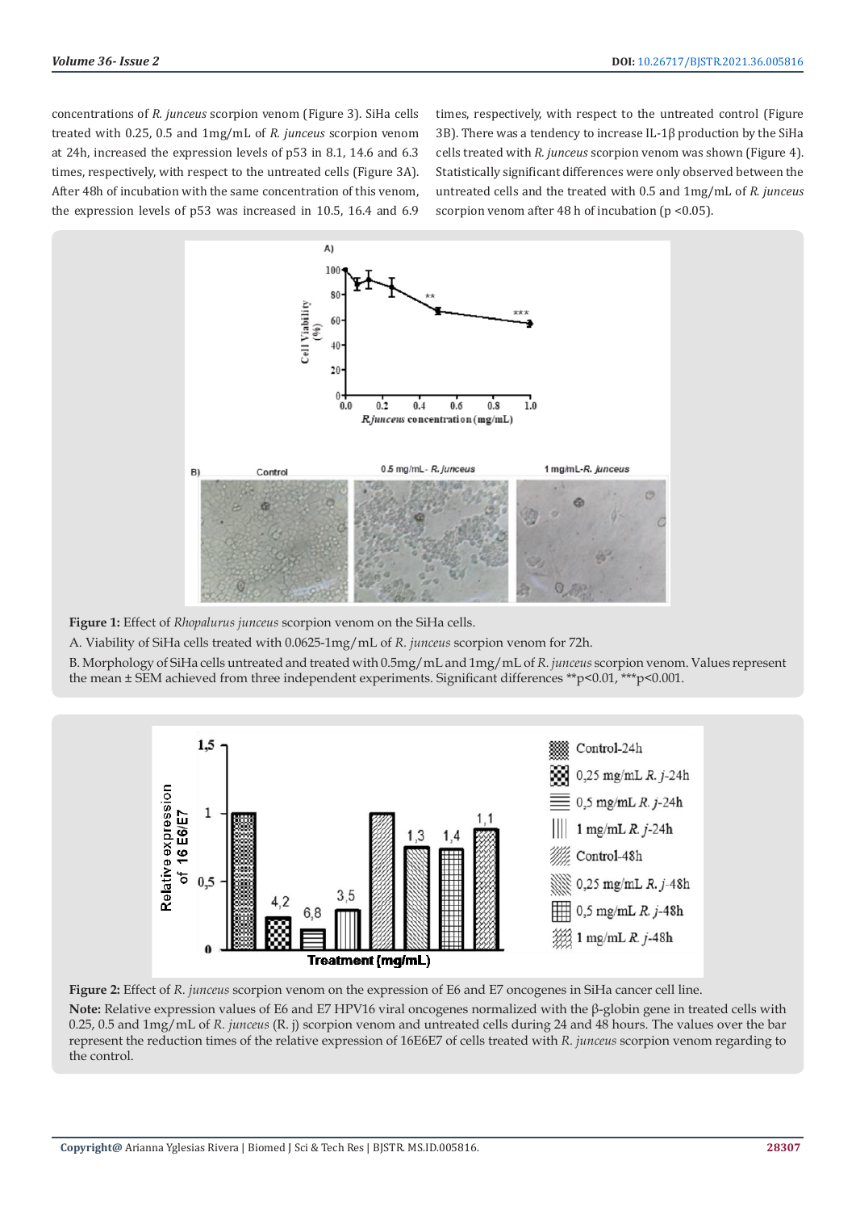concentrations of *R. junceus* scorpion venom (Figure 3). SiHa cells treated with 0.25, 0.5 and 1mg/mL of *R. junceus* scorpion venom at 24h, increased the expression levels of p53 in 8.1, 14.6 and 6.3 times, respectively, with respect to the untreated cells (Figure 3A). After 48h of incubation with the same concentration of this venom, the expression levels of p53 was increased in 10.5, 16.4 and 6.9 times, respectively, with respect to the untreated control (Figure 3B). There was a tendency to increase IL-1β production by the SiHa cells treated with *R. junceus* scorpion venom was shown (Figure 4). Statistically significant differences were only observed between the untreated cells and the treated with 0.5 and 1mg/mL of *R. junceus* scorpion venom after 48 h of incubation ($p < 0.05$).

**Figure 1:** Effect of *Rhopalurus junceus* scorpion venom on the SiHa cells.

A. Viability of SiHa cells treated with 0.0625-1mg/mL of *R. junceus* scorpion venom for 72h.

B. Morphology of SiHa cells untreated and treated with 0.5mg/mL and 1mg/mL of *R. junceus* scorpion venom. Values represent the mean ± SEM achieved from three independent experiments. Significant differences **p<0.01, ***p<0.001.

**Figure 2:** Effect of *R. junceus* scorpion venom on the expression of E6 and E7 oncogenes in SiHa cancer cell line.

**Note:** Relative expression values of E6 and E7 HPV16 viral oncogenes normalized with the β-globin gene in treated cells with 0.25, 0.5 and 1mg/mL of *R. junceus* (R. j) scorpion venom and untreated cells during 24 and 48 hours. The values over the bar represent the reduction times of the relative expression of 16E6E7 of cells treated with *R. junceus* scorpion venom regarding to the control.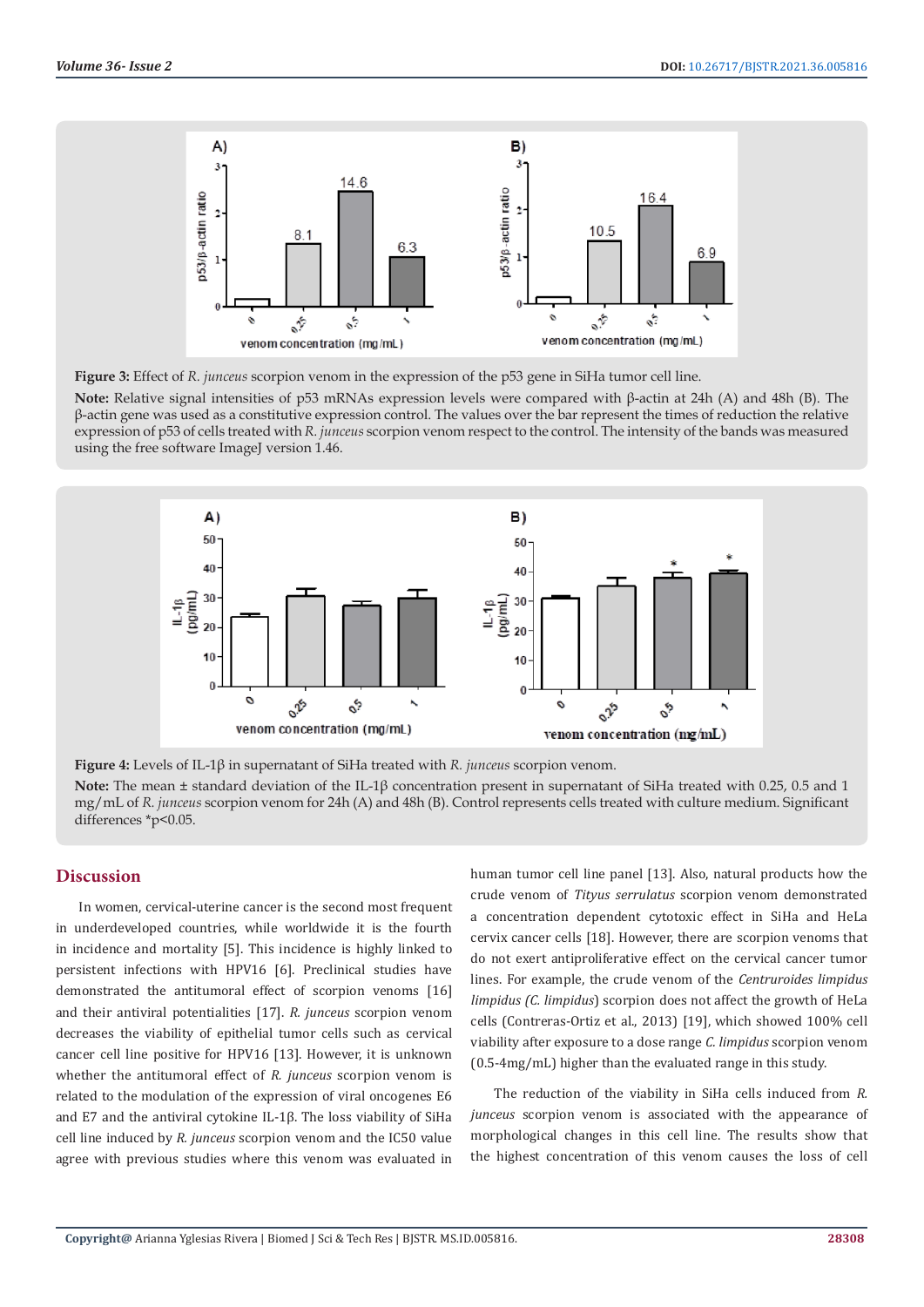**Figure 3:** Effect of *R. junceus* scorpion venom in the expression of the p53 gene in SiHa tumor cell line.

**Note:** Relative signal intensities of p53 mRNAs expression levels were compared with β-actin at 24h (A) and 48h (B). The β-actin gene was used as a constitutive expression control. The values over the bar represent the times of reduction the relative expression of p53 of cells treated with *R. junceus* scorpion venom respect to the control. The intensity of the bands was measured using the free software ImageJ version 1.46.

**Figure 4:** Levels of IL-1β in supernatant of SiHa treated with *R. junceus* scorpion venom.

**Note:** The mean ± standard deviation of the IL-1β concentration present in supernatant of SiHa treated with 0.25, 0.5 and 1 mg/mL of *R. junceus* scorpion venom for 24h (A) and 48h (B). Control represents cells treated with culture medium. Significant differences *$p<0.05$.

## Discussion

In women, cervical-uterine cancer is the second most frequent in underdeveloped countries, while worldwide it is the fourth in incidence and mortality [5]. This incidence is highly linked to persistent infections with HPV16 [6]. Preclinical studies have demonstrated the antitumoral effect of scorpion venoms [16] and their antiviral potentialities [17]. *R. junceus* scorpion venom decreases the viability of epithelial tumor cells such as cervical cancer cell line positive for HPV16 [13]. However, it is unknown whether the antitumoral effect of *R. junceus* scorpion venom is related to the modulation of the expression of viral oncogenes E6 and E7 and the antiviral cytokine IL-1β. The loss viability of SiHa cell line induced by *R. junceus* scorpion venom and the IC50 value agree with previous studies where this venom was evaluated in human tumor cell line panel [13]. Also, natural products how the crude venom of *Tityus serrulatus* scorpion venom demonstrated a concentration dependent cytotoxic effect in SiHa and HeLa cervix cancer cells [18]. However, there are scorpion venoms that do not exert antiproliferative effect on the cervical cancer tumor lines. For example, the crude venom of the *Centruroides limpidus limpidus (C. limpidus)* scorpion does not affect the growth of HeLa cells (Contreras-Ortiz et al., 2013) [19], which showed 100% cell viability after exposure to a dose range *C. limpidus* scorpion venom (0.5-4mg/mL) higher than the evaluated range in this study.

The reduction of the viability in SiHa cells induced from *R. junceus* scorpion venom is associated with the appearance of morphological changes in this cell line. The results show that the highest concentration of this venom causes the loss of cell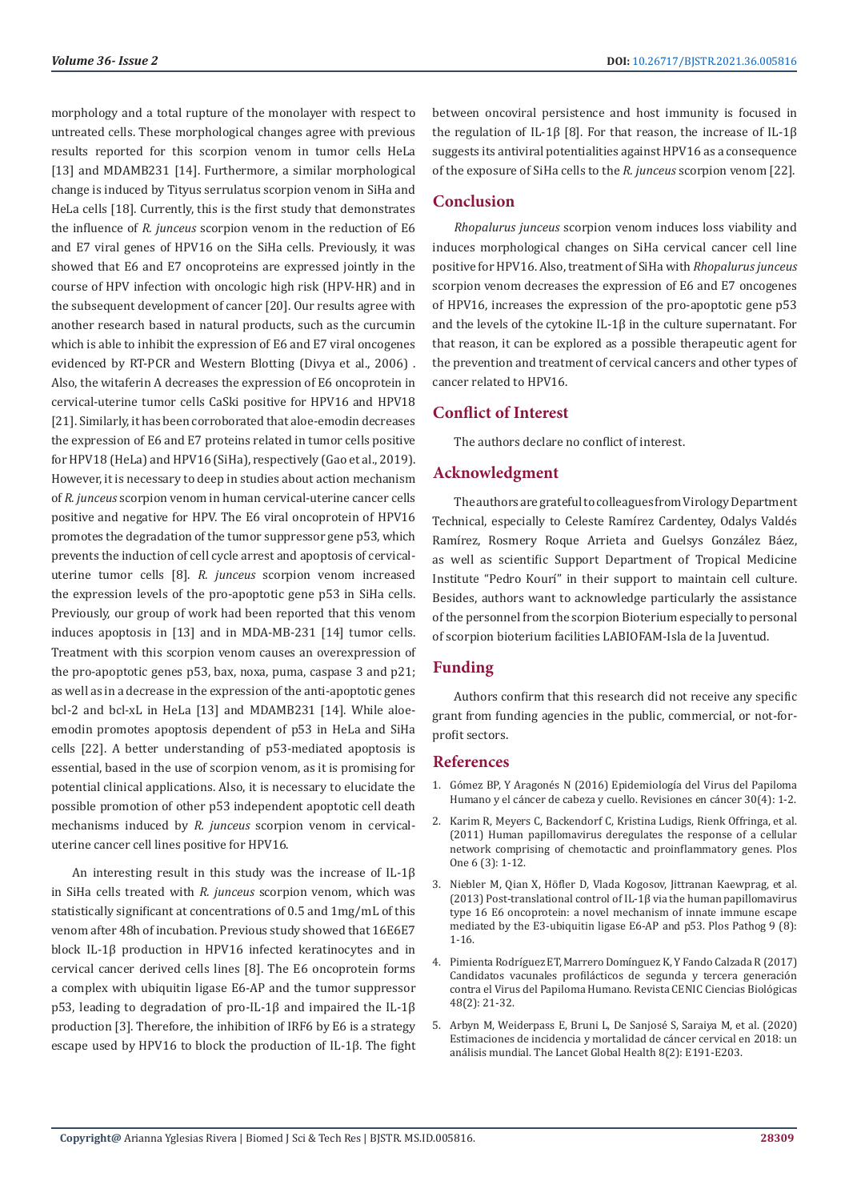morphology and a total rupture of the monolayer with respect to untreated cells. These morphological changes agree with previous results reported for this scorpion venom in tumor cells HeLa [13] and MDAMB231 [14]. Furthermore, a similar morphological change is induced by Tityus serrulatus scorpion venom in SiHa and HeLa cells [18]. Currently, this is the first study that demonstrates the influence of *R. junceus* scorpion venom in the reduction of E6 and E7 viral genes of HPV16 on the SiHa cells. Previously, it was showed that E6 and E7 oncoproteins are expressed jointly in the course of HPV infection with oncologic high risk (HPV-HR) and in the subsequent development of cancer [20]. Our results agree with another research based in natural products, such as the curcumin which is able to inhibit the expression of E6 and E7 viral oncogenes evidenced by RT-PCR and Western Blotting (Divya et al., 2006) . Also, the witaferin A decreases the expression of E6 oncoprotein in cervical-uterine tumor cells CaSki positive for HPV16 and HPV18 [21]. Similarly, it has been corroborated that aloe-emodin decreases the expression of E6 and E7 proteins related in tumor cells positive for HPV18 (HeLa) and HPV16 (SiHa), respectively (Gao et al., 2019). However, it is necessary to deep in studies about action mechanism of *R. junceus* scorpion venom in human cervical-uterine cancer cells positive and negative for HPV. The E6 viral oncoprotein of HPV16 promotes the degradation of the tumor suppressor gene p53, which prevents the induction of cell cycle arrest and apoptosis of cervical-uterine tumor cells [8]. *R. junceus* scorpion venom increased the expression levels of the pro-apoptotic gene p53 in SiHa cells. Previously, our group of work had been reported that this venom induces apoptosis in [13] and in MDA-MB-231 [14] tumor cells. Treatment with this scorpion venom causes an overexpression of the pro-apoptotic genes p53, bax, noxa, puma, caspase 3 and p21; as well as in a decrease in the expression of the anti-apoptotic genes bcl-2 and bcl-xL in HeLa [13] and MDAMB231 [14]. While aloe-emodin promotes apoptosis dependent of p53 in HeLa and SiHa cells [22]. A better understanding of p53-mediated apoptosis is essential, based in the use of scorpion venom, as it is promising for potential clinical applications. Also, it is necessary to elucidate the possible promotion of other p53 independent apoptotic cell death mechanisms induced by *R. junceus* scorpion venom in cervical-uterine cancer cell lines positive for HPV16.

An interesting result in this study was the increase of IL-1β in SiHa cells treated with *R. junceus* scorpion venom, which was statistically significant at concentrations of 0.5 and 1mg/mL of this venom after 48h of incubation. Previous study showed that 16E6E7 block IL-1β production in HPV16 infected keratinocytes and in cervical cancer derived cells lines [8]. The E6 oncoprotein forms a complex with ubiquitin ligase E6-AP and the tumor suppressor p53, leading to degradation of pro-IL-1β and impaired the IL-1β production [3]. Therefore, the inhibition of IRF6 by E6 is a strategy escape used by HPV16 to block the production of IL-1β. The fight between oncoviral persistence and host immunity is focused in the regulation of IL-1β [8]. For that reason, the increase of IL-1β suggests its antiviral potentialities against HPV16 as a consequence of the exposure of SiHa cells to the *R. junceus* scorpion venom [22].

## Conclusion

*Rhopalurus junceus* scorpion venom induces loss viability and induces morphological changes on SiHa cervical cancer cell line positive for HPV16. Also, treatment of SiHa with *Rhopalurus junceus* scorpion venom decreases the expression of E6 and E7 oncogenes of HPV16, increases the expression of the pro-apoptotic gene p53 and the levels of the cytokine IL-1β in the culture supernatant. For that reason, it can be explored as a possible therapeutic agent for the prevention and treatment of cervical cancers and other types of cancer related to HPV16.

## Conflict of Interest

The authors declare no conflict of interest.

## Acknowledgment

The authors are grateful to colleagues from Virology Department Technical, especially to Celeste Ramírez Cardentey, Odalys Valdés Ramírez, Rosmery Roque Arrieta and Guelsys González Báez, as well as scientific Support Department of Tropical Medicine Institute "Pedro Kourí" in their support to maintain cell culture. Besides, authors want to acknowledge particularly the assistance of the personnel from the scorpion Bioterium especially to personal of scorpion bioterium facilities LABIOFAM-Isla de la Juventud.

## Funding

Authors confirm that this research did not receive any specific grant from funding agencies in the public, commercial, or not-for-profit sectors.

## References

1. Gómez BP, Y Aragonés N (2016) Epidemiología del Virus del Papiloma Humano y el cáncer de cabeza y cuello. Revisiones en cáncer 30(4): 1-2.
2. Karim R, Meyers C, Backendorf C, Kristina Ludigs, Rienk Offringa, et al. (2011) Human papillomavirus deregulates the response of a cellular network comprising of chemotactic and proinflammatory genes. Plos One 6 (3): 1-12.
3. Niebler M, Qian X, Höfler D, Vlada Kogosov, Jittranan Kaewprag, et al. (2013) Post-translational control of IL-1β via the human papillomavirus type 16 E6 oncoprotein: a novel mechanism of innate immune escape mediated by the E3-ubiquitin ligase E6-AP and p53. Plos Pathog 9 (8): 1-16.
4. Pimienta Rodríguez ET, Marrero Domínguez K, Y Fando Calzada R (2017) Candidatos vacunales profilácticos de segunda y tercera generación contra el Virus del Papiloma Humano. Revista CENIC Ciencias Biológicas 48(2): 21-32.
5. Arbyn M, Weiderpass E, Bruni L, De Sanjosé S, Saraiya M, et al. (2020) Estimaciones de incidencia y mortalidad de cáncer cervical en 2018: un análisis mundial. The Lancet Global Health 8(2): E191-E203.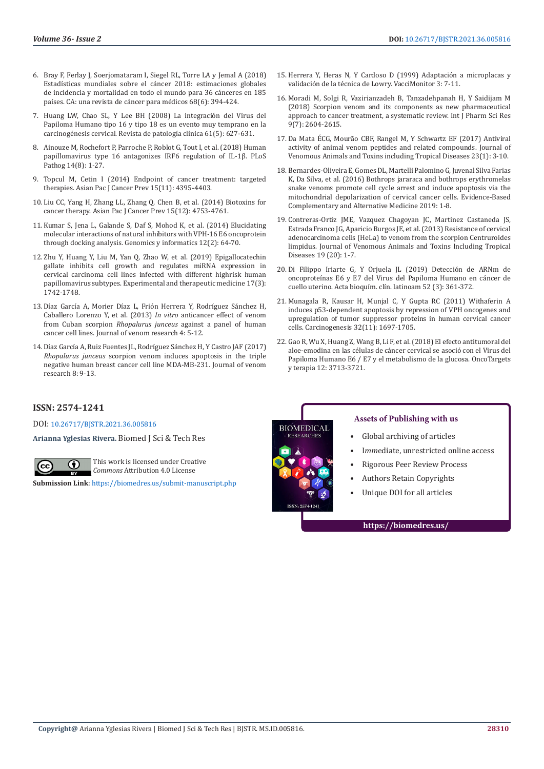6. Bray F, Ferlay J, Soerjomataram I, Siegel RL, Torre LA y Jemal A (2018) Estadísticas mundiales sobre el cáncer 2018: estimaciones globales de incidencia y mortalidad en todo el mundo para 36 cánceres en 185 países. CA: una revista de cáncer para médicos 68(6): 394-424.
7. Huang LW, Chao SL, Y Lee BH (2008) La integración del Virus del Papiloma Humano tipo 16 y tipo 18 es un evento muy temprano en la carcinogénesis cervical. Revista de patología clínica 61(5): 627-631.
8. Ainouze M, Rochefort P, Parroche P, Roblot G, Tout I, et al. (2018) Human papillomavirus type 16 antagonizes IRF6 regulation of IL-1β. PLoS Pathog 14(8): 1-27.
9. Topcul M, Cetin I (2014) Endpoint of cancer treatment: targeted therapies. Asian Pac J Cancer Prev 15(11): 4395-4403.
10. Liu CC, Yang H, Zhang LL, Zhang Q, Chen B, et al. (2014) Biotoxins for cancer therapy. Asian Pac J Cancer Prev 15(12): 4753-4761.
11. Kumar S, Jena L, Galande S, Daf S, Mohod K, et al. (2014) Elucidating molecular interactions of natural inhibitors with VPH-16 E6 oncoprotein through docking analysis. Genomics y informatics 12(2): 64-70.
12. Zhu Y, Huang Y, Liu M, Yan Q, Zhao W, et al. (2019) Epigallocatechin gallate inhibits cell growth and regulates miRNA expression in cervical carcinoma cell lines infected with different highrisk human papillomavirus subtypes. Experimental and therapeutic medicine 17(3): 1742-1748.
13. Díaz García A, Morier Díaz L, Frión Herrera Y, Rodríguez Sánchez H, Caballero Lorenzo Y, et al. (2013) *In vitro* anticancer effect of venom from Cuban scorpion *Rhopalurus junceus* against a panel of human cancer cell lines. Journal of venom research 4: 5-12.
14. Díaz García A, Ruiz Fuentes JL, Rodríguez Sánchez H, Y Castro JAF (2017) *Rhopalurus junceus* scorpion venom induces apoptosis in the triple negative human breast cancer cell line MDA-MB-231. Journal of venom research 8: 9-13.
15. Herrera Y, Heras N, Y Cardoso D (1999) Adaptación a microplacas y validación de la técnica de Lowry. VacciMonitor 3: 7-11.
16. Moradi M, Solgi R, Vazirianzadeh B, Tanzadehpanah H, Y Saidijam M (2018) Scorpion venom and its components as new pharmaceutical approach to cancer treatment, a systematic review. Int J Pharm Sci Res 9(7): 2604-2615.
17. Da Mata ÉCG, Mourão CBF, Rangel M, Y Schwartz EF (2017) Antiviral activity of animal venom peptides and related compounds. Journal of Venomous Animals and Toxins including Tropical Diseases 23(1): 3-10.
18. Bernardes-Oliveira E, Gomes DL, Martelli Palomino G, Juvenal Silva Farias K, Da Silva, et al. (2016) Bothrops jararaca and bothrops erythromelas snake venoms promote cell cycle arrest and induce apoptosis via the mitochondrial depolarization of cervical cancer cells. Evidence-Based Complementary and Alternative Medicine 2019: 1-8.
19. Contreras-Ortiz JME, Vazquez Chagoyan JC, Martinez Castaneda JS, Estrada Franco JG, Aparicio Burgos JE, et al. (2013) Resistance of cervical adenocarcinoma cells (HeLa) to venom from the scorpion Centruroides limpidus. Journal of Venomous Animals and Toxins Including Tropical Diseases 19 (20): 1-7.
20. Di Filippo Iriarte G, Y Orjuela JL (2019) Detección de ARNm de oncoproteínas E6 y E7 del Virus del Papiloma Humano en cáncer de cuello uterino. Acta bioquím. clín. latinoam 52 (3): 361-372.
21. Munagala R, Kausar H, Munjal C, Y Gupta RC (2011) Withaferin A induces p53-dependent apoptosis by repression of VPH oncogenes and upregulation of tumor suppressor proteins in human cervical cancer cells. Carcinogenesis 32(11): 1697-1705.
22. Gao R, Wu X, Huang Z, Wang B, Li F, et al. (2018) El efecto antitumoral del aloe-emodina en las células de cáncer cervical se asoció con el Virus del Papiloma Humano E6 / E7 y el metabolismo de la glucosa. OncoTargets y terapia 12: 3713-3721.

**ISSN: 2574-1241**

DOI: 10.26717/BJSTR.2021.36.005816

**Arianna Yglesias Rivera.** Biomed J Sci & Tech Res

This work is licensed under Creative *Commons* Attribution 4.0 License

**Submission Link**: https://biomedres.us/submit-manuscript.php

**Assets of Publishing with us**

- Global archiving of articles
- Immediate, unrestricted online access
- Rigorous Peer Review Process
- Authors Retain Copyrights
- Unique DOI for all articles

**https://biomedres.us/**